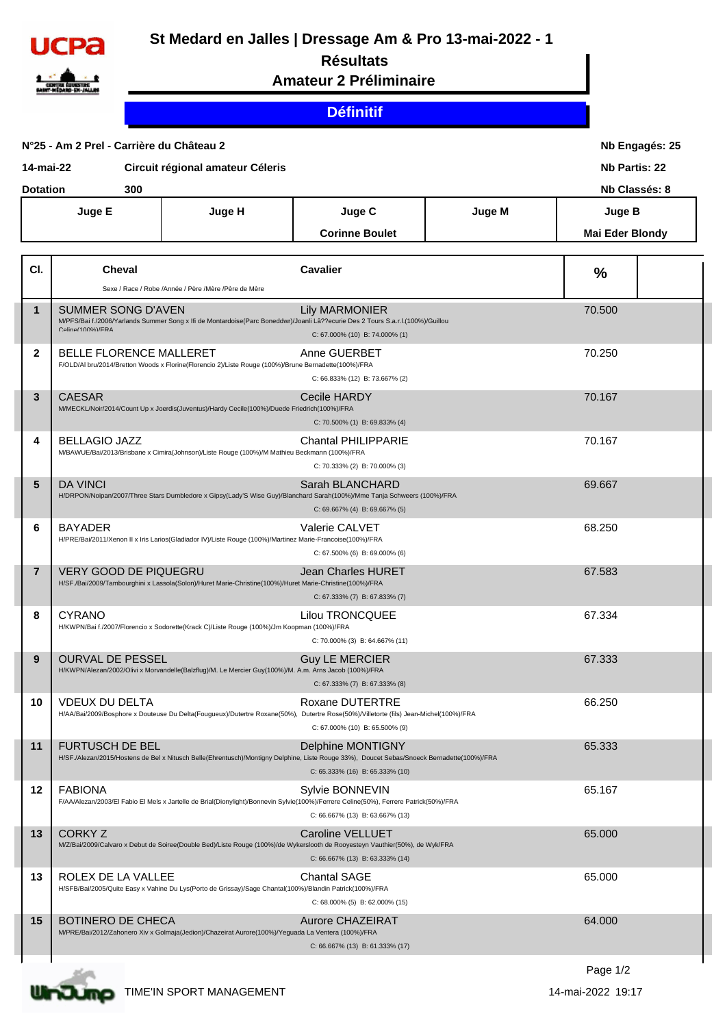# St Medard en Jalles | Dressage Am & Pro 13-mai-2022 - 1

## Résultats

## Amateur 2 Préliminaire

**Définitif**

**N°25 - Am 2 Prel - Carrière du Château 2** — **Nb Engagés: 25**

**14-mai-22** — **Circuit régional amateur Céleris** — **Nb Partis: 22**

**Dotation** 300 — **Nb Classés: 8**

| Juge E | Juge H | Juge C | Juge M | Juge B |
|---|---|---|---|---|
| | | Corinne Boulet | | Mai Eder Blondy |

| Cl. | Cheval<br>Sexe / Race / Robe /Année / Père /Mère /Père de Mère | Cavalier | % | |
|---|---|---|---|---|
| 1 | SUMMER SONG D'AVEN<br>M/PFS/Bai f./2006/Yarlands Summer Song x Ifi de Montardoise(Parc Boneddwr)/Joanli Lâ??ecurie Des 2 Tours S.a.r.l.(100%)/Guillou Celine(100%)/FRA | Lily MARMONIER<br>C: 67.000% (10) B: 74.000% (1) | 70.500 | |
| 2 | BELLE FLORENCE MALLERET<br>F/OLD/Al bru/2014/Bretton Woods x Florine(Florencio 2)/Liste Rouge (100%)/Brune Bernadette(100%)/FRA | Anne GUERBET<br>C: 66.833% (12) B: 73.667% (2) | 70.250 | |
| 3 | CAESAR<br>M/MECKL/Noir/2014/Count Up x Joerdis(Juventus)/Hardy Cecile(100%)/Duede Friedrich(100%)/FRA | Cecile HARDY<br>C: 70.500% (1) B: 69.833% (4) | 70.167 | |
| 4 | BELLAGIO JAZZ<br>M/BAWUE/Bai/2013/Brisbane x Cimira(Johnson)/Liste Rouge (100%)/M Mathieu Beckmann (100%)/FRA | Chantal PHILIPPARIE<br>C: 70.333% (2) B: 70.000% (3) | 70.167 | |
| 5 | DA VINCI<br>H/DRPON/Noipan/2007/Three Stars Dumbledore x Gipsy(Lady'S Wise Guy)/Blanchard Sarah(100%)/Mme Tanja Schweers (100%)/FRA | Sarah BLANCHARD<br>C: 69.667% (4) B: 69.667% (5) | 69.667 | |
| 6 | BAYADER<br>H/PRE/Bai/2011/Xenon II x Iris Larios(Gladiador IV)/Liste Rouge (100%)/Martinez Marie-Francoise(100%)/FRA | Valerie CALVET<br>C: 67.500% (6) B: 69.000% (6) | 68.250 | |
| 7 | VERY GOOD DE PIQUEGRU<br>H/SF./Bai/2009/Tambourghini x Lassola(Solon)/Huret Marie-Christine(100%)/Huret Marie-Christine(100%)/FRA | Jean Charles HURET<br>C: 67.333% (7) B: 67.833% (7) | 67.583 | |
| 8 | CYRANO<br>H/KWPN/Bai f./2007/Florencio x Sodorette(Krack C)/Liste Rouge (100%)/Jm Koopman (100%)/FRA | Lilou TRONCQUEE<br>C: 70.000% (3) B: 64.667% (11) | 67.334 | |
| 9 | OURVAL DE PESSEL<br>H/KWPN/Alezan/2002/Olivi x Morvandelle(Balzflug)/M. Le Mercier Guy(100%)/M. A.m. Arns Jacob (100%)/FRA | Guy LE MERCIER<br>C: 67.333% (7) B: 67.333% (8) | 67.333 | |
| 10 | VDEUX DU DELTA<br>H/AA/Bai/2009/Bosphore x Douteuse Du Delta(Fougueux)/Dutertre Roxane(50%), Dutertre Rose(50%)/Villetorte (fils) Jean-Michel(100%)/FRA | Roxane DUTERTRE<br>C: 67.000% (10) B: 65.500% (9) | 66.250 | |
| 11 | FURTUSCH DE BEL<br>H/SF./Alezan/2015/Hostens de Bel x Nitusch Belle(Ehrentusch)/Montigny Delphine, Liste Rouge 33%), Doucet Sebas/Snoeck Bernadette(100%)/FRA | Delphine MONTIGNY<br>C: 65.333% (16) B: 65.333% (10) | 65.333 | |
| 12 | FABIONA<br>F/AA/Alezan/2003/El Fabio El Mels x Jartelle de Brial(Dionylight)/Bonnevin Sylvie(100%)/Ferrere Celine(50%), Ferrere Patrick(50%)/FRA | Sylvie BONNEVIN<br>C: 66.667% (13) B: 63.667% (13) | 65.167 | |
| 13 | CORKY Z<br>M/Z/Bai/2009/Calvaro x Debut de Soiree(Double Bed)/Liste Rouge (100%)/de Wykerslooth de Rooyesteyn Vauthier(50%), de Wyk/FRA | Caroline VELLUET<br>C: 66.667% (13) B: 63.333% (14) | 65.000 | |
| 13 | ROLEX DE LA VALLEE<br>H/SFB/Bai/2005/Quite Easy x Vahine Du Lys(Porto de Grissay)/Sage Chantal(100%)/Blandin Patrick(100%)/FRA | Chantal SAGE<br>C: 68.000% (5) B: 62.000% (15) | 65.000 | |
| 15 | BOTINERO DE CHECA<br>M/PRE/Bai/2012/Zahonero Xiv x Golmaja(Jedion)/Chazeirat Aurore(100%)/Yeguada La Ventera (100%)/FRA | Aurore CHAZEIRAT<br>C: 66.667% (13) B: 61.333% (17) | 64.000 | |

TIME'IN SPORT MANAGEMENT — 14-mai-2022 19:17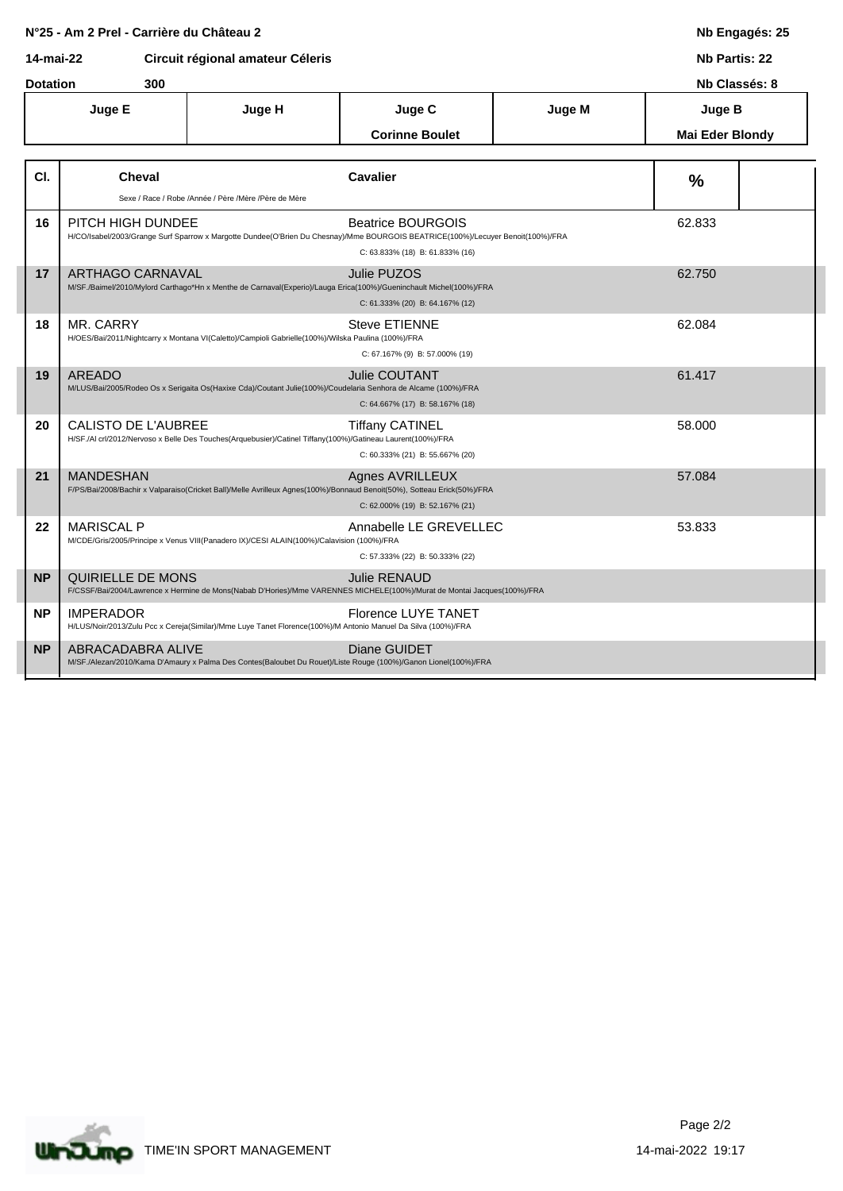**N°25 - Am 2 Prel - Carrière du Château 2** **Nb Engagés: 25**

**14-mai-22** **Circuit régional amateur Céleris** **Nb Partis: 22**

**Dotation** **300** **Nb Classés: 8**

| Juge E | Juge H | Juge C | Juge M | Juge B |
|---|---|---|---|---|
| | | Corinne Boulet | | Mai Eder Blondy |

| Cl. | Cheval<br>Sexe / Race / Robe /Année / Père /Mère /Père de Mère | Cavalier | % | |
|---|---|---|---|---|
| 16 | PITCH HIGH DUNDEE<br>H/CO/Isabel/2003/Grange Surf Sparrow x Margotte Dundee(O'Brien Du Chesnay)/Mme BOURGOIS BEATRICE(100%)/Lecuyer Benoit(100%)/FRA | Beatrice BOURGOIS<br>C: 63.833% (18) B: 61.833% (16) | 62.833 | |
| 17 | ARTHAGO CARNAVAL<br>M/SF./Baimel/2010/Mylord Carthago*Hn x Menthe de Carnaval(Experio)/Lauga Erica(100%)/Gueninchault Michel(100%)/FRA | Julie PUZOS<br>C: 61.333% (20) B: 64.167% (12) | 62.750 | |
| 18 | MR. CARRY<br>H/OES/Bai/2011/Nightcarry x Montana VI(Caletto)/Campioli Gabrielle(100%)/Wilska Paulina (100%)/FRA | Steve ETIENNE<br>C: 67.167% (9) B: 57.000% (19) | 62.084 | |
| 19 | AREADO<br>M/LUS/Bai/2005/Rodeo Os x Serigaita Os(Haxixe Cda)/Coutant Julie(100%)/Coudelaria Senhora de Alcame (100%)/FRA | Julie COUTANT<br>C: 64.667% (17) B: 58.167% (18) | 61.417 | |
| 20 | CALISTO DE L'AUBREE<br>H/SF./Al crl/2012/Nervoso x Belle Des Touches(Arquebusier)/Catinel Tiffany(100%)/Gatineau Laurent(100%)/FRA | Tiffany CATINEL<br>C: 60.333% (21) B: 55.667% (20) | 58.000 | |
| 21 | MANDESHAN<br>F/PS/Bai/2008/Bachir x Valparaiso(Cricket Ball)/Melle Avrilleux Agnes(100%)/Bonnaud Benoit(50%), Sotteau Erick(50%)/FRA | Agnes AVRILLEUX<br>C: 62.000% (19) B: 52.167% (21) | 57.084 | |
| 22 | MARISCAL P<br>M/CDE/Gris/2005/Principe x Venus VIII(Panadero IX)/CESI ALAIN(100%)/Calavision (100%)/FRA | Annabelle LE GREVELLEC<br>C: 57.333% (22) B: 50.333% (22) | 53.833 | |
| NP | QUIRIELLE DE MONS<br>F/CSSF/Bai/2004/Lawrence x Hermine de Mons(Nabab D'Hories)/Mme VARENNES MICHELE(100%)/Murat de Montai Jacques(100%)/FRA | Julie RENAUD | | |
| NP | IMPERADOR<br>H/LUS/Noir/2013/Zulu Pcc x Cereja(Similar)/Mme Luye Tanet Florence(100%)/M Antonio Manuel Da Silva (100%)/FRA | Florence LUYE TANET | | |
| NP | ABRACADABRA ALIVE<br>M/SF./Alezan/2010/Kama D'Amaury x Palma Des Contes(Baloubet Du Rouet)/Liste Rouge (100%)/Ganon Lionel(100%)/FRA | Diane GUIDET | | |

TIME'IN SPORT MANAGEMENT

14-mai-2022 19:17